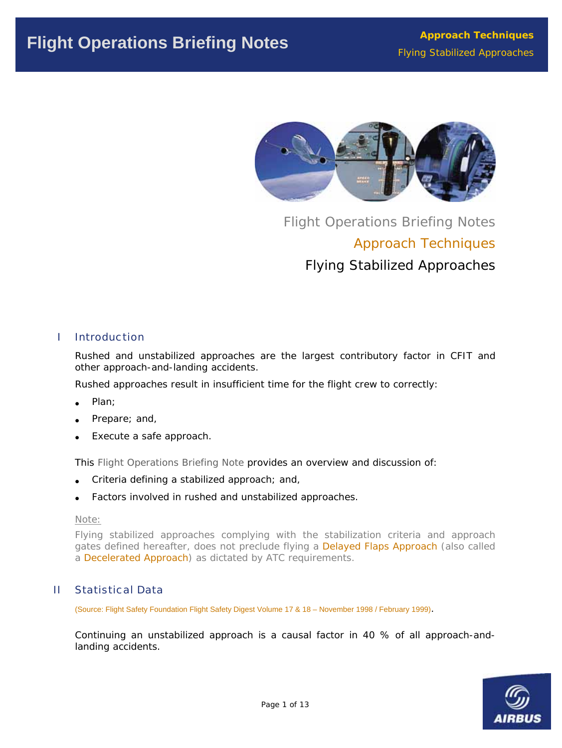# Flight Operations Briefing Notes

## Approach Techniques

### Flying Stabilized Approaches

## I Introduction

Rushed and unstabilized approaches are the largest contributory factor in CFIT and other approach-and-landing accidents.

Rushed approaches result in insufficient time for the flight crew to correctly:

- Plan;
- Prepare; and,
- Execute a safe approach.

This Flight Operations Briefing Note provides an overview and discussion of:

- Criteria defining a stabilized approach; and,
- Factors involved in rushed and unstabilized approaches.

Note:

Flying stabilized approaches complying with the stabilization criteria and approach gates defined hereafter, does not preclude flying a Delayed Flaps Approach (also called a Decelerated Approach) as dictated by ATC requirements.

## II Statistical Data

(Source: Flight Safety Foundation Flight Safety Digest Volume 17 & 18 – November 1998 / February 1999).

Continuing an unstabilized approach is a causal factor in 40 % of all approach-and-landing accidents.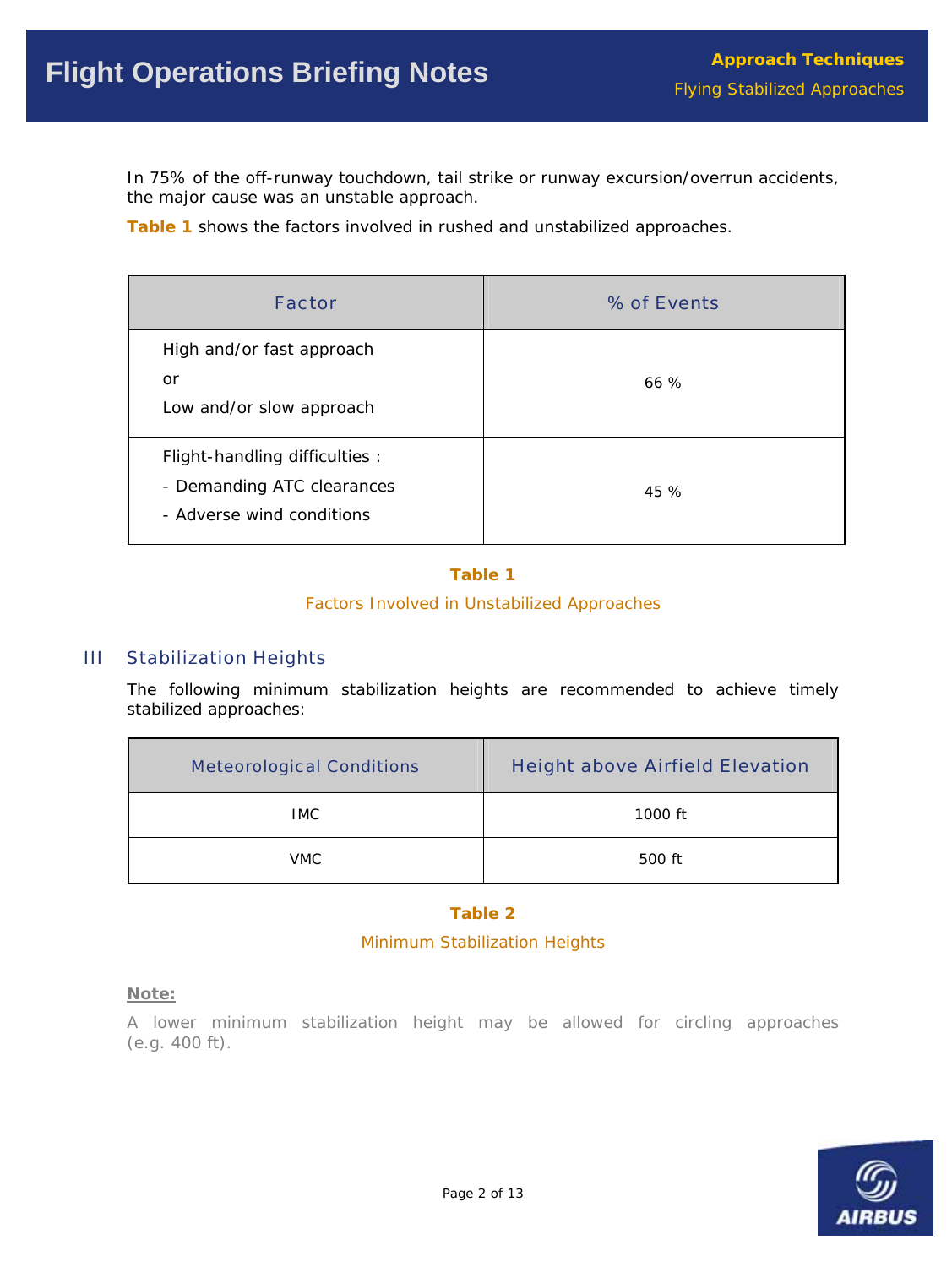In 75% of the off-runway touchdown, tail strike or runway excursion/overrun accidents, the major cause was an unstable approach.

**Table 1** shows the factors involved in rushed and unstabilized approaches.

| Factor | % of Events |
|---|---|
| High and/or fast approach<br>or<br>Low and/or slow approach | 66 % |
| Flight-handling difficulties :<br>- Demanding ATC clearances<br>- Adverse wind conditions | 45 % |

**Table 1**

Factors Involved in Unstabilized Approaches

## III Stabilization Heights

The following minimum stabilization heights are recommended to achieve timely stabilized approaches:

| Meteorological Conditions | Height above Airfield Elevation |
|---|---|
| IMC | 1000 ft |
| VMC | 500 ft |

**Table 2**

Minimum Stabilization Heights

**Note:**

A lower minimum stabilization height may be allowed for circling approaches (e.g. 400 ft).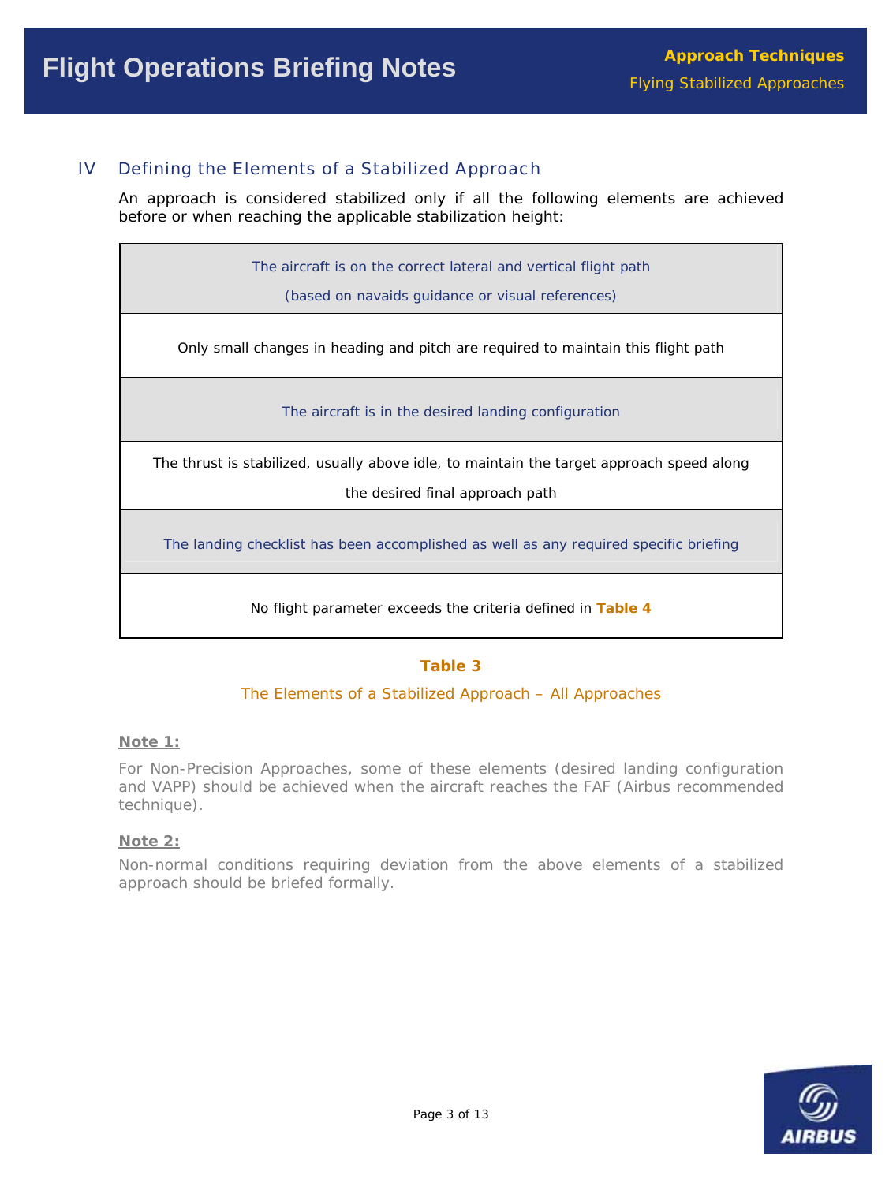## IV Defining the Elements of a Stabilized Approach

An approach is considered stabilized only if all the following elements are achieved before or when reaching the applicable stabilization height:

| The aircraft is on the correct lateral and vertical flight path (based on navaids guidance or visual references) |
|---|
| Only small changes in heading and pitch are required to maintain this flight path |
| The aircraft is in the desired landing configuration |
| The thrust is stabilized, usually above idle, to maintain the target approach speed along the desired final approach path |
| The landing checklist has been accomplished as well as any required specific briefing |
| No flight parameter exceeds the criteria defined in **Table 4** |

**Table 3**

The Elements of a Stabilized Approach – All Approaches

**Note 1:**

For Non-Precision Approaches, some of these elements (desired landing configuration and VAPP) should be achieved when the aircraft reaches the FAF (Airbus recommended technique).

**Note 2:**

Non-normal conditions requiring deviation from the above elements of a stabilized approach should be briefed formally.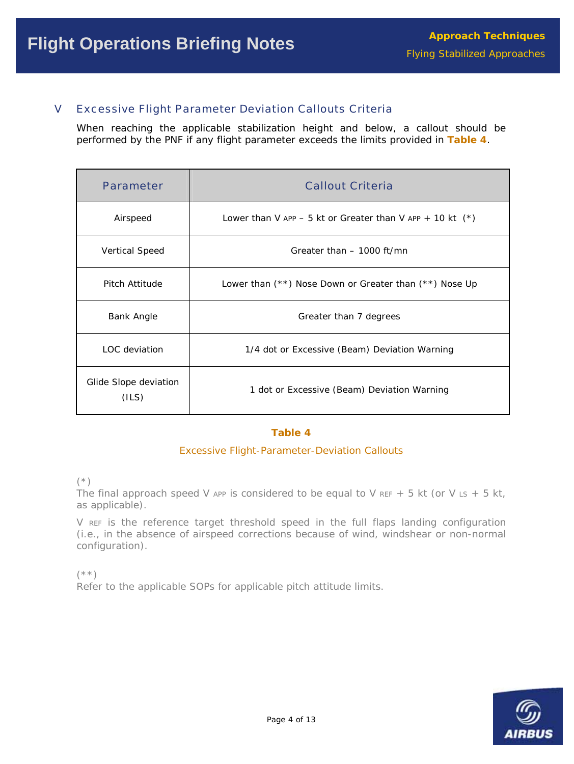## V Excessive Flight Parameter Deviation Callouts Criteria

When reaching the applicable stabilization height and below, a callout should be performed by the PNF if any flight parameter exceeds the limits provided in **Table 4**.

| Parameter | Callout Criteria |
| --- | --- |
| Airspeed | Lower than $V_{APP}$ – 5 kt or Greater than $V_{APP}$ + 10 kt (*) |
| Vertical Speed | Greater than – 1000 ft/mn |
| Pitch Attitude | Lower than (**) Nose Down or Greater than (**) Nose Up |
| Bank Angle | Greater than 7 degrees |
| LOC deviation | 1/4 dot or Excessive (Beam) Deviation Warning |
| Glide Slope deviation (ILS) | 1 dot or Excessive (Beam) Deviation Warning |

**Table 4**

Excessive Flight-Parameter-Deviation Callouts

(*)
The final approach speed $V_{APP}$ is considered to be equal to $V_{REF}$ + 5 kt (or $V_{LS}$ + 5 kt, as applicable).

$V_{REF}$ is the reference target threshold speed in the full flaps landing configuration (i.e., in the absence of airspeed corrections because of wind, windshear or non-normal configuration).

(**)
Refer to the applicable SOPs for applicable pitch attitude limits.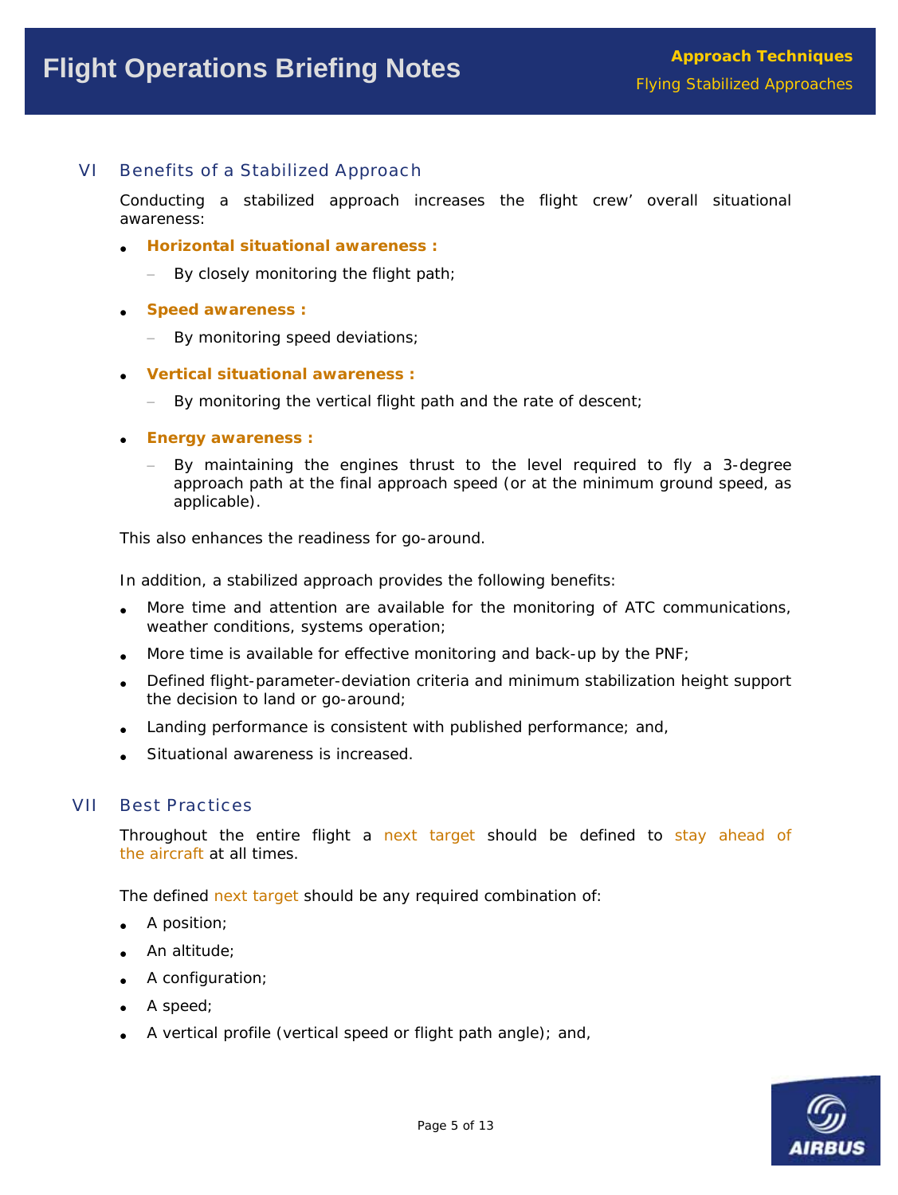## VI Benefits of a Stabilized Approach

Conducting a stabilized approach increases the flight crew' overall situational awareness:

- **Horizontal situational awareness :**
  - By closely monitoring the flight path;
- **Speed awareness :**
  - By monitoring speed deviations;
- **Vertical situational awareness :**
  - By monitoring the vertical flight path and the rate of descent;
- **Energy awareness :**
  - By maintaining the engines thrust to the level required to fly a 3-degree approach path at the final approach speed (or at the minimum ground speed, as applicable).

This also enhances the readiness for go-around.

In addition, a stabilized approach provides the following benefits:

- More time and attention are available for the monitoring of ATC communications, weather conditions, systems operation;
- More time is available for effective monitoring and back-up by the PNF;
- Defined flight-parameter-deviation criteria and minimum stabilization height support the decision to land or go-around;
- Landing performance is consistent with published performance; and,
- Situational awareness is increased.

## VII Best Practices

Throughout the entire flight a next target should be defined to stay ahead of the aircraft at all times.

The defined next target should be any required combination of:

- A position;
- An altitude;
- A configuration;
- A speed;
- A vertical profile (vertical speed or flight path angle); and,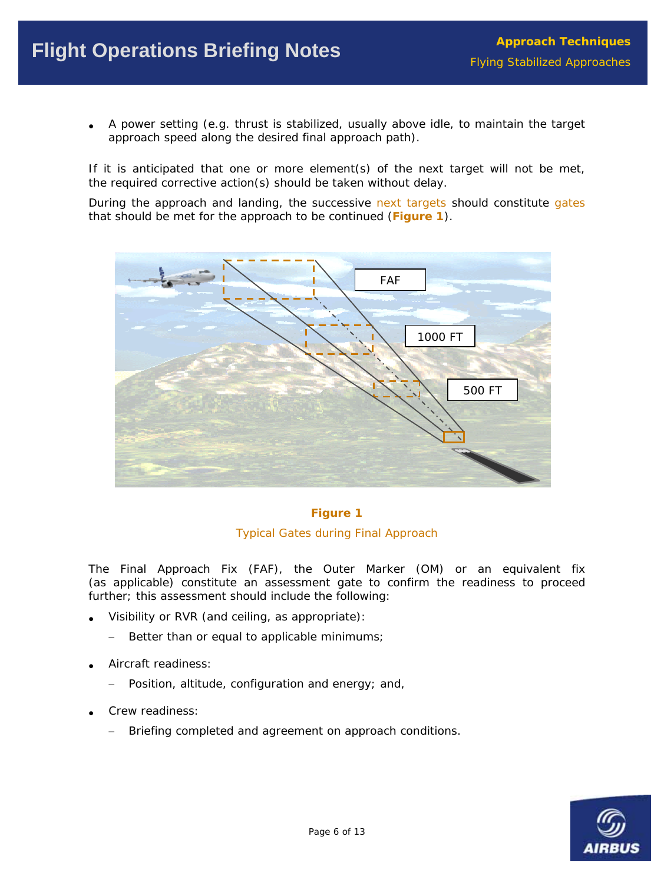- A power setting (e.g. thrust is stabilized, usually above idle, to maintain the target approach speed along the desired final approach path).

If it is anticipated that one or more element(s) of the next target will not be met, the required corrective action(s) should be taken without delay.

During the approach and landing, the successive next targets should constitute gates that should be met for the approach to be continued (**Figure 1**).

**Figure 1**

Typical Gates during Final Approach

The Final Approach Fix (FAF), the Outer Marker (OM) or an equivalent fix (as applicable) constitute an assessment gate to confirm the readiness to proceed further; this assessment should include the following:

- Visibility or RVR (and ceiling, as appropriate):
  - Better than or equal to applicable minimums;
- Aircraft readiness:
  - Position, altitude, configuration and energy; and,
- Crew readiness:
  - Briefing completed and agreement on approach conditions.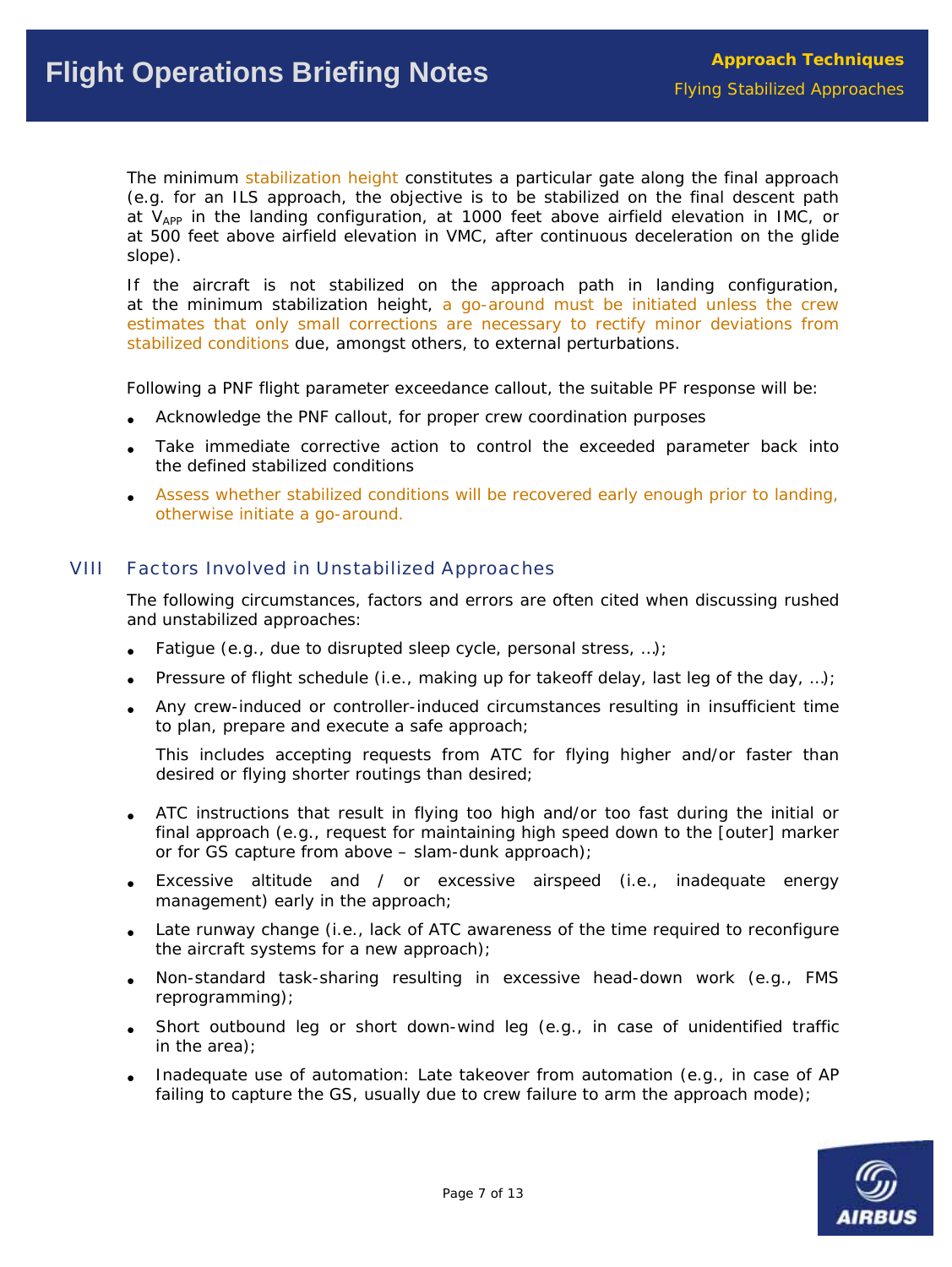The minimum stabilization height constitutes a particular gate along the final approach (e.g. for an ILS approach, the objective is to be stabilized on the final descent path at $V_{APP}$ in the landing configuration, at 1000 feet above airfield elevation in IMC, or at 500 feet above airfield elevation in VMC, after continuous deceleration on the glide slope).

If the aircraft is not stabilized on the approach path in landing configuration, at the minimum stabilization height, a go-around must be initiated unless the crew estimates that only small corrections are necessary to rectify minor deviations from stabilized conditions due, amongst others, to external perturbations.

Following a PNF flight parameter exceedance callout, the suitable PF response will be:

- Acknowledge the PNF callout, for proper crew coordination purposes
- Take immediate corrective action to control the exceeded parameter back into the defined stabilized conditions
- Assess whether stabilized conditions will be recovered early enough prior to landing, otherwise initiate a go-around.

## VIII Factors Involved in Unstabilized Approaches

The following circumstances, factors and errors are often cited when discussing rushed and unstabilized approaches:

- Fatigue (e.g., due to disrupted sleep cycle, personal stress, …);
- Pressure of flight schedule (i.e., making up for takeoff delay, last leg of the day, …);
- Any crew-induced or controller-induced circumstances resulting in insufficient time to plan, prepare and execute a safe approach;

  This includes accepting requests from ATC for flying higher and/or faster than desired or flying shorter routings than desired;

- ATC instructions that result in flying too high and/or too fast during the initial or final approach (e.g., request for maintaining high speed down to the [outer] marker or for GS capture from above – slam-dunk approach);
- Excessive altitude and / or excessive airspeed (i.e., inadequate energy management) early in the approach;
- Late runway change (i.e., lack of ATC awareness of the time required to reconfigure the aircraft systems for a new approach);
- Non-standard task-sharing resulting in excessive head-down work (e.g., FMS reprogramming);
- Short outbound leg or short down-wind leg (e.g., in case of unidentified traffic in the area);
- Inadequate use of automation: Late takeover from automation (e.g., in case of AP failing to capture the GS, usually due to crew failure to arm the approach mode);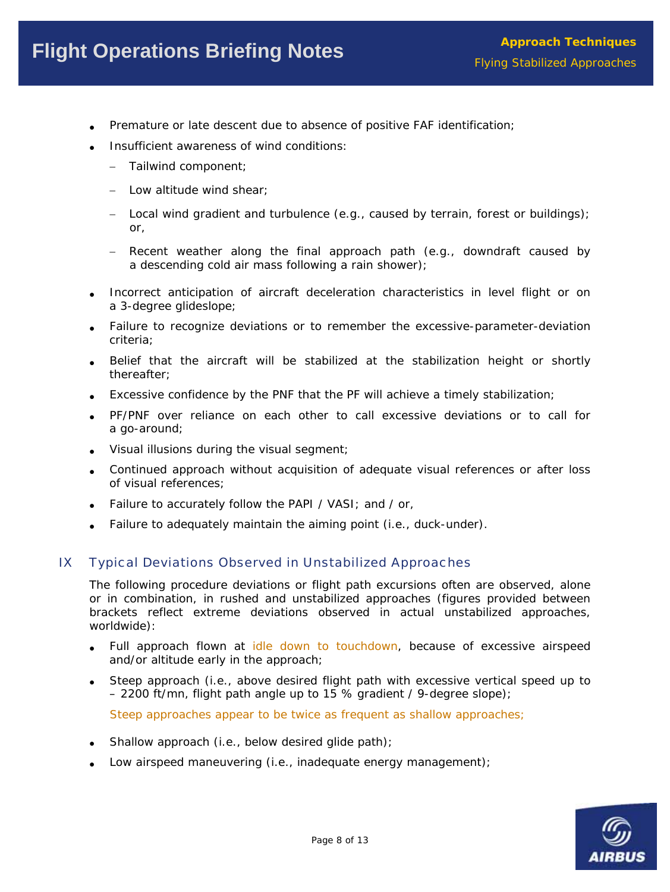- Premature or late descent due to absence of positive FAF identification;
- Insufficient awareness of wind conditions:
  - Tailwind component;
  - Low altitude wind shear;
  - Local wind gradient and turbulence (e.g., caused by terrain, forest or buildings); or,
  - Recent weather along the final approach path (e.g., downdraft caused by a descending cold air mass following a rain shower);
- Incorrect anticipation of aircraft deceleration characteristics in level flight or on a 3-degree glideslope;
- Failure to recognize deviations or to remember the excessive-parameter-deviation criteria;
- Belief that the aircraft will be stabilized at the stabilization height or shortly thereafter;
- Excessive confidence by the PNF that the PF will achieve a timely stabilization;
- PF/PNF over reliance on each other to call excessive deviations or to call for a go-around;
- Visual illusions during the visual segment;
- Continued approach without acquisition of adequate visual references or after loss of visual references;
- Failure to accurately follow the PAPI / VASI; and / or,
- Failure to adequately maintain the aiming point (i.e., duck-under).

## IX Typical Deviations Observed in Unstabilized Approaches

The following procedure deviations or flight path excursions often are observed, alone or in combination, in rushed and unstabilized approaches (figures provided between brackets reflect extreme deviations observed in actual unstabilized approaches, worldwide):

- Full approach flown at idle down to touchdown, because of excessive airspeed and/or altitude early in the approach;
- Steep approach (i.e., above desired flight path with excessive vertical speed up to – 2200 ft/mn, flight path angle up to 15 % gradient / 9-degree slope);

  Steep approaches appear to be twice as frequent as shallow approaches;
- Shallow approach (i.e., below desired glide path);
- Low airspeed maneuvering (i.e., inadequate energy management);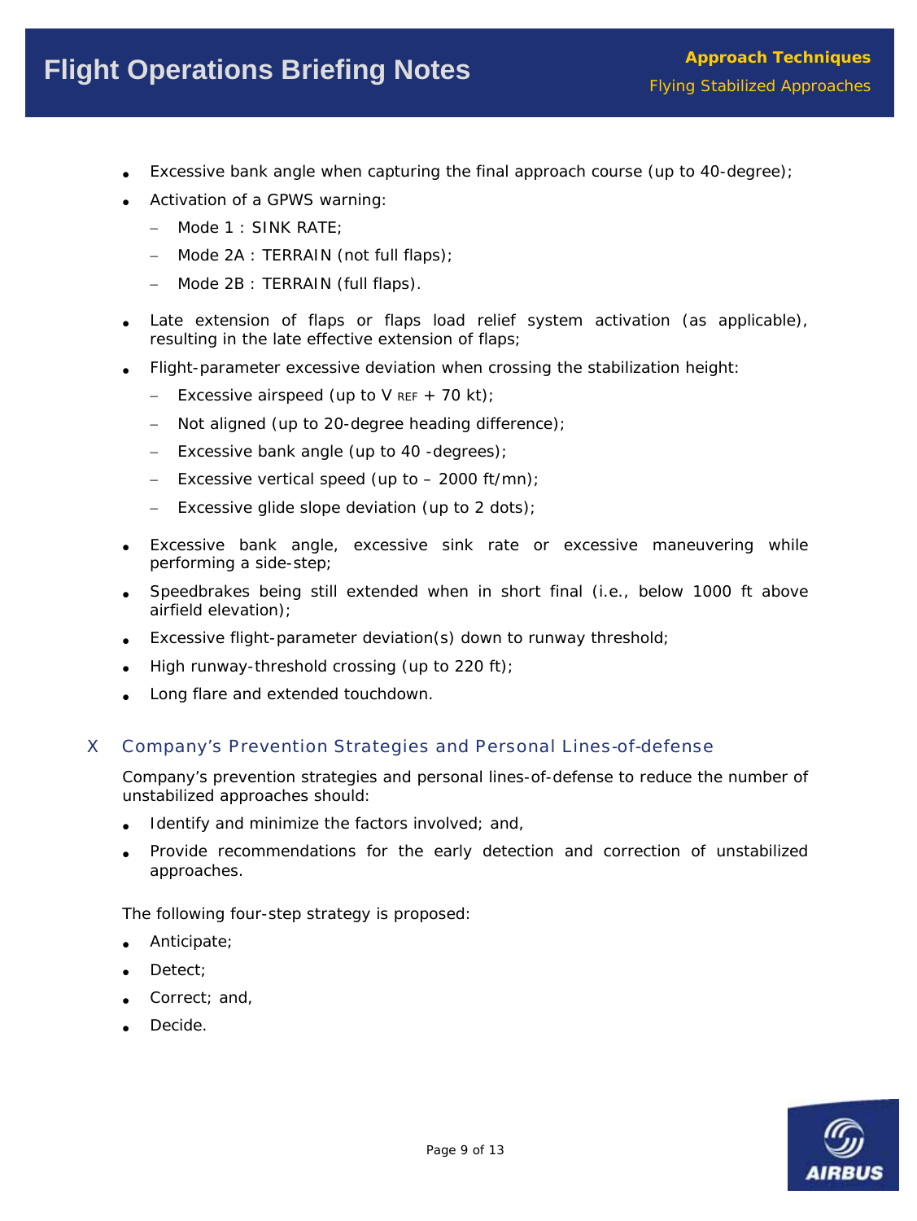- Excessive bank angle when capturing the final approach course (up to 40-degree);
- Activation of a GPWS warning:
  - Mode 1 : SINK RATE;
  - Mode 2A : TERRAIN (not full flaps);
  - Mode 2B : TERRAIN (full flaps).
- Late extension of flaps or flaps load relief system activation (as applicable), resulting in the late effective extension of flaps;
- Flight-parameter excessive deviation when crossing the stabilization height:
  - Excessive airspeed (up to $V_{REF}$ + 70 kt);
  - Not aligned (up to 20-degree heading difference);
  - Excessive bank angle (up to 40 -degrees);
  - Excessive vertical speed (up to – 2000 ft/mn);
  - Excessive glide slope deviation (up to 2 dots);
- Excessive bank angle, excessive sink rate or excessive maneuvering while performing a side-step;
- Speedbrakes being still extended when in short final (i.e., below 1000 ft above airfield elevation);
- Excessive flight-parameter deviation(s) down to runway threshold;
- High runway-threshold crossing (up to 220 ft);
- Long flare and extended touchdown.

## X Company's Prevention Strategies and Personal Lines-of-defense

Company's prevention strategies and personal lines-of-defense to reduce the number of unstabilized approaches should:

- Identify and minimize the factors involved; and,
- Provide recommendations for the early detection and correction of unstabilized approaches.

The following four-step strategy is proposed:

- Anticipate;
- Detect;
- Correct; and,
- Decide.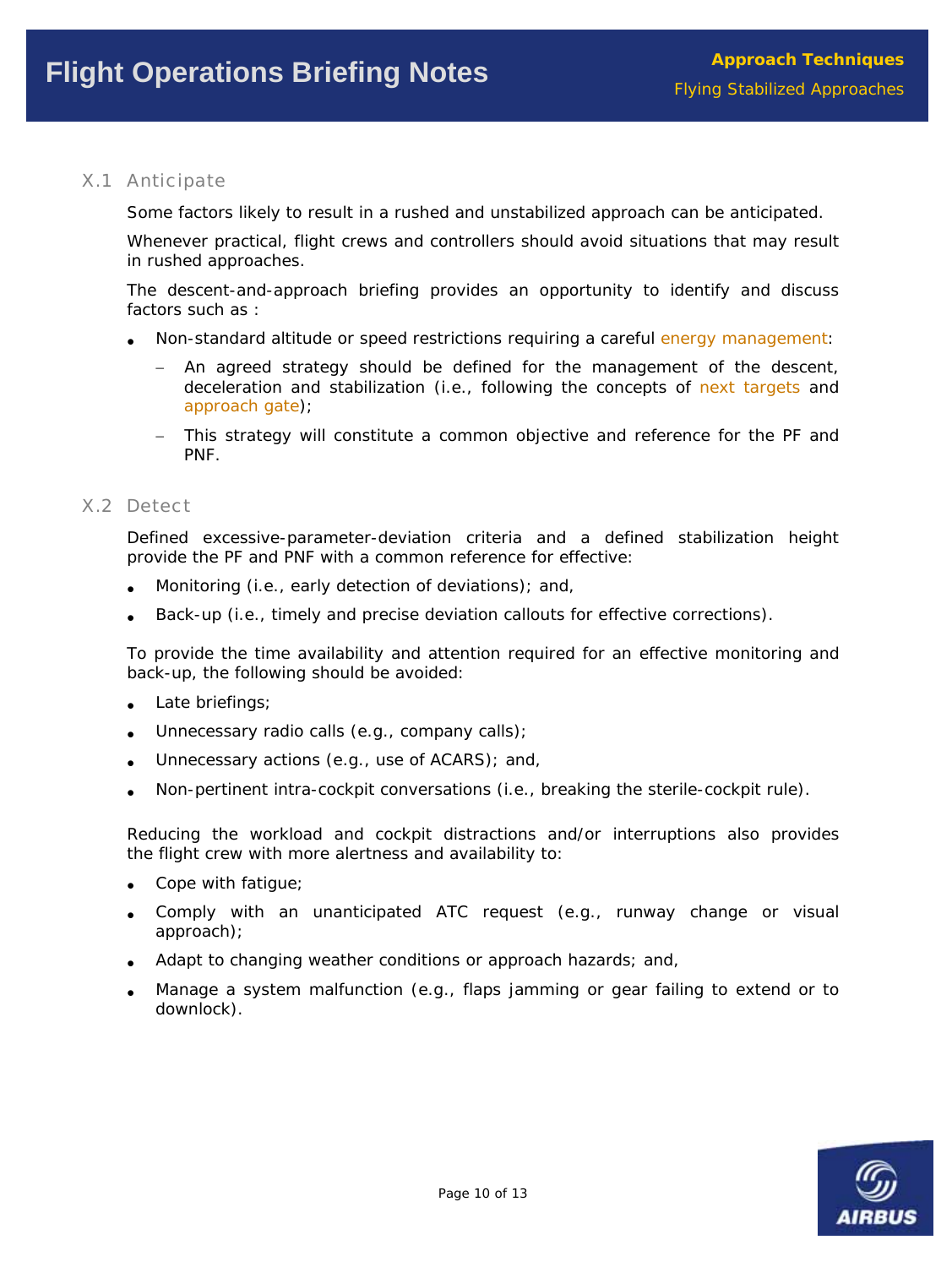### X.1 Anticipate

Some factors likely to result in a rushed and unstabilized approach can be anticipated.

Whenever practical, flight crews and controllers should avoid situations that may result in rushed approaches.

The descent-and-approach briefing provides an opportunity to identify and discuss factors such as :

- Non-standard altitude or speed restrictions requiring a careful energy management:
  - An agreed strategy should be defined for the management of the descent, deceleration and stabilization (i.e., following the concepts of next targets and approach gate);
  - This strategy will constitute a common objective and reference for the PF and PNF.

### X.2 Detect

Defined excessive-parameter-deviation criteria and a defined stabilization height provide the PF and PNF with a common reference for effective:

- Monitoring (i.e., early detection of deviations); and,
- Back-up (i.e., timely and precise deviation callouts for effective corrections).

To provide the time availability and attention required for an effective monitoring and back-up, the following should be avoided:

- Late briefings;
- Unnecessary radio calls (e.g., company calls);
- Unnecessary actions (e.g., use of ACARS); and,
- Non-pertinent intra-cockpit conversations (i.e., breaking the sterile-cockpit rule).

Reducing the workload and cockpit distractions and/or interruptions also provides the flight crew with more alertness and availability to:

- Cope with fatigue;
- Comply with an unanticipated ATC request (e.g., runway change or visual approach);
- Adapt to changing weather conditions or approach hazards; and,
- Manage a system malfunction (e.g., flaps jamming or gear failing to extend or to downlock).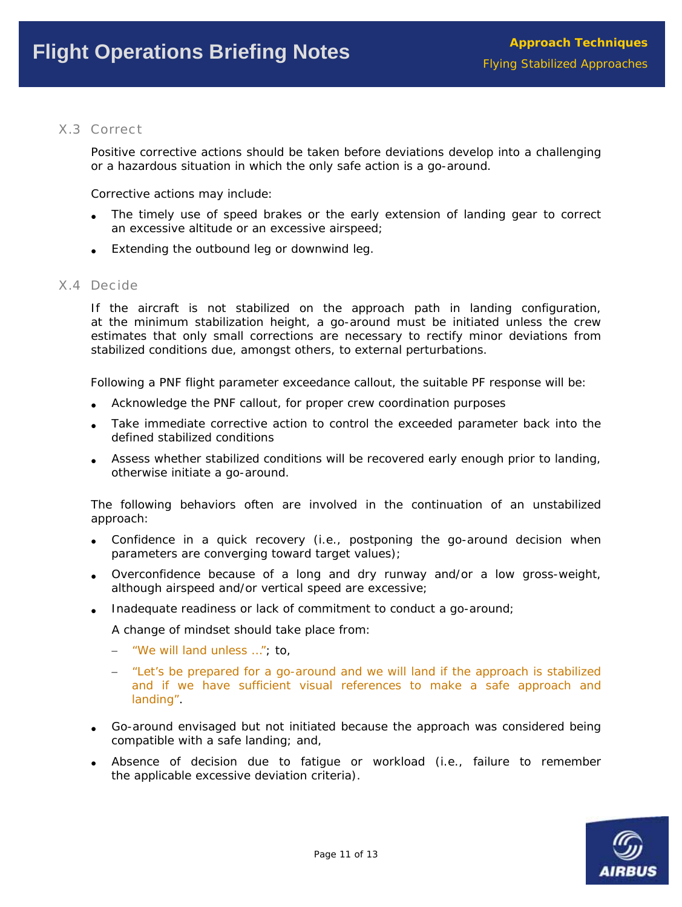### X.3 Correct

Positive corrective actions should be taken before deviations develop into a challenging or a hazardous situation in which the only safe action is a go-around.

Corrective actions may include:

- The timely use of speed brakes or the early extension of landing gear to correct an excessive altitude or an excessive airspeed;
- Extending the outbound leg or downwind leg.

### X.4 Decide

If the aircraft is not stabilized on the approach path in landing configuration, at the minimum stabilization height, a go-around must be initiated unless the crew estimates that only small corrections are necessary to rectify minor deviations from stabilized conditions due, amongst others, to external perturbations.

Following a PNF flight parameter exceedance callout, the suitable PF response will be:

- Acknowledge the PNF callout, for proper crew coordination purposes
- Take immediate corrective action to control the exceeded parameter back into the defined stabilized conditions
- Assess whether stabilized conditions will be recovered early enough prior to landing, otherwise initiate a go-around.

The following behaviors often are involved in the continuation of an unstabilized approach:

- Confidence in a quick recovery (i.e., postponing the go-around decision when parameters are converging toward target values);
- Overconfidence because of a long and dry runway and/or a low gross-weight, although airspeed and/or vertical speed are excessive;
- Inadequate readiness or lack of commitment to conduct a go-around;

  A change of mindset should take place from:

  - "We will land unless ..."; to,
  - "Let's be prepared for a go-around and we will land if the approach is stabilized and if we have sufficient visual references to make a safe approach and landing".

- Go-around envisaged but not initiated because the approach was considered being compatible with a safe landing; and,
- Absence of decision due to fatigue or workload (i.e., failure to remember the applicable excessive deviation criteria).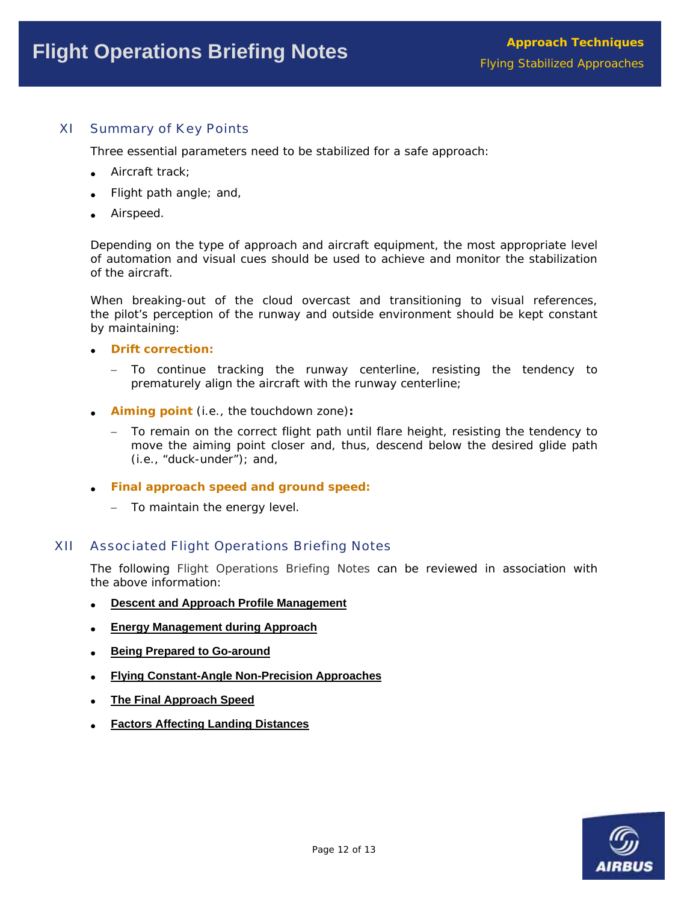## XI Summary of Key Points

Three essential parameters need to be stabilized for a safe approach:

- Aircraft track;
- Flight path angle; and,
- Airspeed.

Depending on the type of approach and aircraft equipment, the most appropriate level of automation and visual cues should be used to achieve and monitor the stabilization of the aircraft.

When breaking-out of the cloud overcast and transitioning to visual references, the pilot's perception of the runway and outside environment should be kept constant by maintaining:

- **Drift correction:**
  - To continue tracking the runway centerline, resisting the tendency to prematurely align the aircraft with the runway centerline;
- **Aiming point** (i.e., the touchdown zone)**:**
  - To remain on the correct flight path until flare height, resisting the tendency to move the aiming point closer and, thus, descend below the desired glide path (i.e., "duck-under"); and,
- **Final approach speed and ground speed:**
  - To maintain the energy level.

## XII Associated Flight Operations Briefing Notes

The following Flight Operations Briefing Notes can be reviewed in association with the above information:

- **Descent and Approach Profile Management**
- **Energy Management during Approach**
- **Being Prepared to Go-around**
- **Flying Constant-Angle Non-Precision Approaches**
- **The Final Approach Speed**
- **Factors Affecting Landing Distances**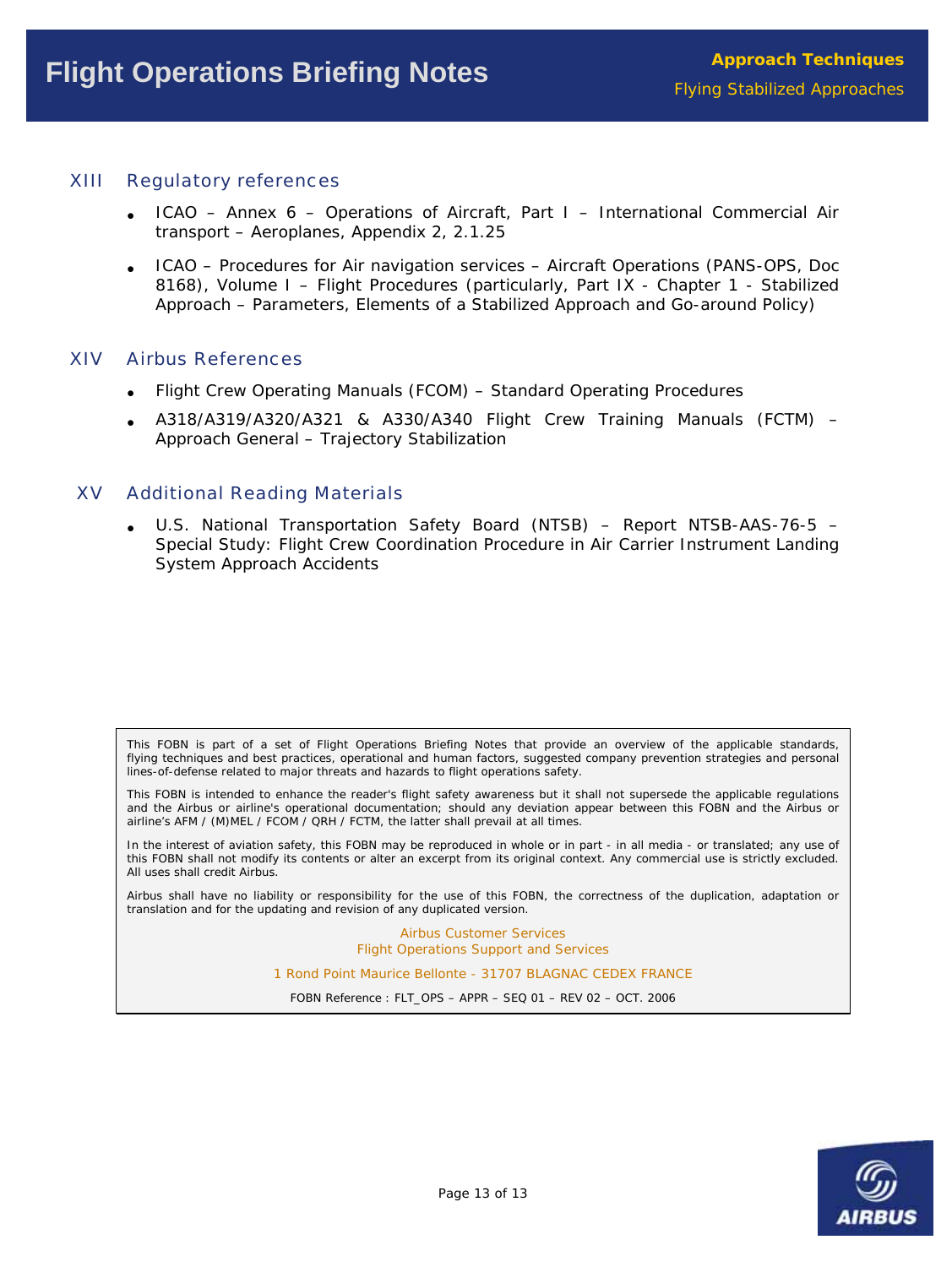## XIII Regulatory references

- ICAO – Annex 6 – Operations of Aircraft, Part I – International Commercial Air transport – Aeroplanes, Appendix 2, 2.1.25
- ICAO – Procedures for Air navigation services – Aircraft Operations (PANS-OPS, Doc 8168), Volume I – Flight Procedures (particularly, Part IX - Chapter 1 - Stabilized Approach – Parameters, Elements of a Stabilized Approach and Go-around Policy)

## XIV Airbus References

- Flight Crew Operating Manuals (FCOM) – Standard Operating Procedures
- A318/A319/A320/A321 & A330/A340 Flight Crew Training Manuals (FCTM) – Approach General – Trajectory Stabilization

## XV Additional Reading Materials

- U.S. National Transportation Safety Board (NTSB) – Report NTSB-AAS-76-5 – Special Study: Flight Crew Coordination Procedure in Air Carrier Instrument Landing System Approach Accidents

This FOBN is part of a set of Flight Operations Briefing Notes that provide an overview of the applicable standards, flying techniques and best practices, operational and human factors, suggested company prevention strategies and personal lines-of-defense related to major threats and hazards to flight operations safety.

This FOBN is intended to enhance the reader's flight safety awareness but it shall not supersede the applicable regulations and the Airbus or airline's operational documentation; should any deviation appear between this FOBN and the Airbus or airline's AFM / (M)MEL / FCOM / QRH / FCTM, the latter shall prevail at all times.

In the interest of aviation safety, this FOBN may be reproduced in whole or in part - in all media - or translated; any use of this FOBN shall not modify its contents or alter an excerpt from its original context. Any commercial use is strictly excluded. All uses shall credit Airbus.

Airbus shall have no liability or responsibility for the use of this FOBN, the correctness of the duplication, adaptation or translation and for the updating and revision of any duplicated version.

Airbus Customer Services
Flight Operations Support and Services

1 Rond Point Maurice Bellonte - 31707 BLAGNAC CEDEX FRANCE

FOBN Reference : FLT_OPS – APPR – SEQ 01 – REV 02 – OCT. 2006